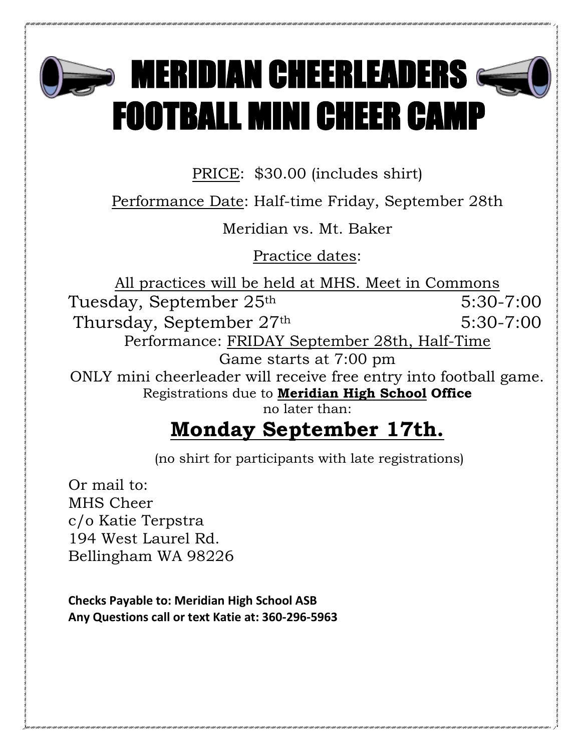# MERIDIAN CHEERLEADERS FOOTBALL MINI CHEER CAMP

PRICE: $30.00 (includes shirt)

Performance Date: Half-time Friday, September 28th

Meridian vs. Mt. Baker

Practice dates:

All practices will be held at MHS. Meet in Commons

Tuesday, September 25th 5:30-7:00

Thursday, September 27th 5:30-7:00

Performance: FRIDAY September 28th, Half-Time

Game starts at 7:00 pm

ONLY mini cheerleader will receive free entry into football game.

Registrations due to **Meridian High School Office** no later than:

## **Monday September 17th.**

(no shirt for participants with late registrations)

Or mail to:
MHS Cheer
c/o Katie Terpstra
194 West Laurel Rd.
Bellingham WA 98226

**Checks Payable to: Meridian High School ASB**
**Any Questions call or text Katie at: 360-296-5963**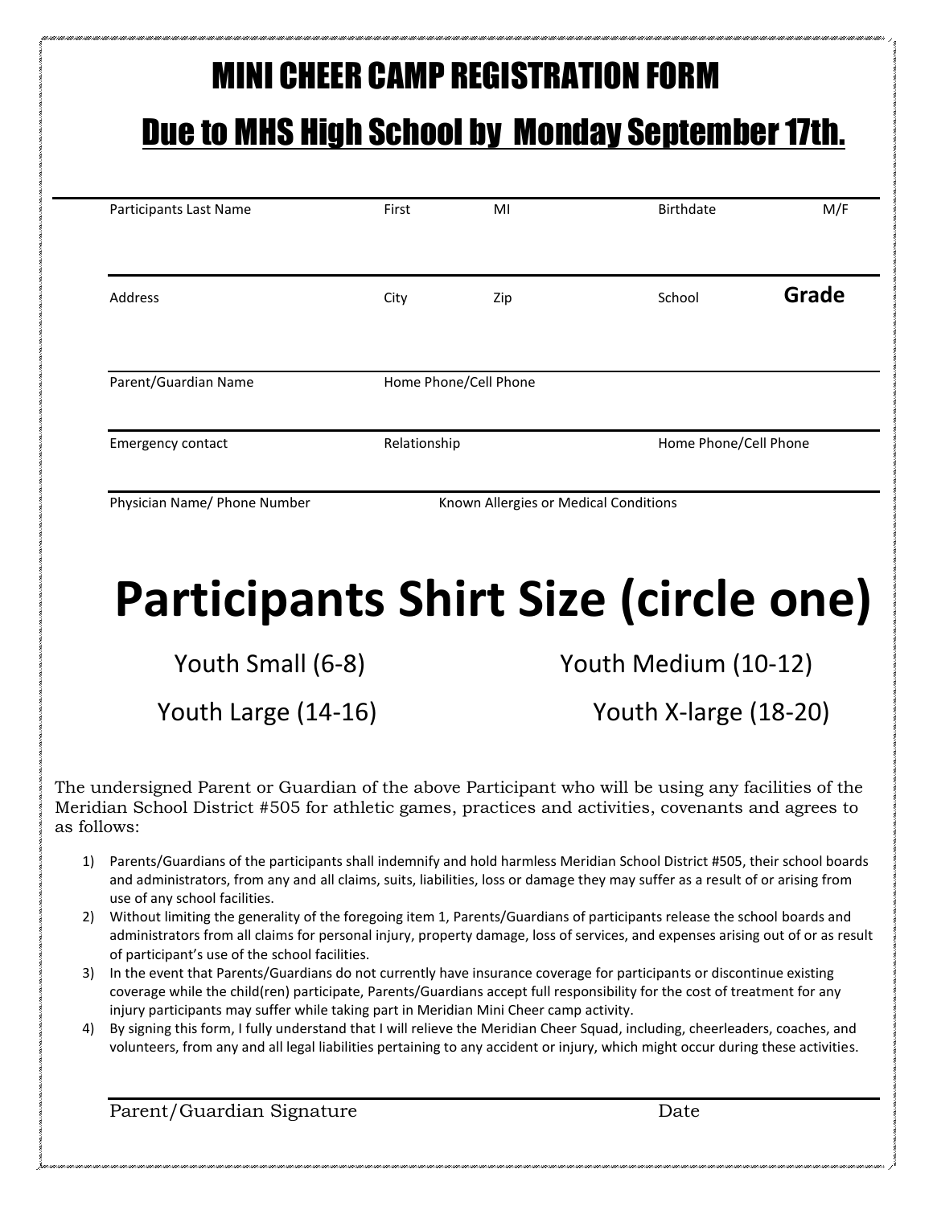# MINI CHEER CAMP REGISTRATION FORM

## Due to MHS High School by Monday September 17th.

| Participants Last Name | First | MI | Birthdate | M/F |
|---|---|---|---|---|
| | | | | |

| Address | City | Zip | School | **Grade** |
|---|---|---|---|---|
| | | | | |

| Parent/Guardian Name | Home Phone/Cell Phone |
|---|---|
| | |

| Emergency contact | Relationship | Home Phone/Cell Phone |
|---|---|---|
| | | |

| Physician Name/ Phone Number | Known Allergies or Medical Conditions |
|---|---|
| | |

# Participants Shirt Size (circle one)

Youth Small (6-8) Youth Medium (10-12)

Youth Large (14-16) Youth X-large (18-20)

The undersigned Parent or Guardian of the above Participant who will be using any facilities of the Meridian School District #505 for athletic games, practices and activities, covenants and agrees to as follows:

1) Parents/Guardians of the participants shall indemnify and hold harmless Meridian School District #505, their school boards and administrators, from any and all claims, suits, liabilities, loss or damage they may suffer as a result of or arising from use of any school facilities.
2) Without limiting the generality of the foregoing item 1, Parents/Guardians of participants release the school boards and administrators from all claims for personal injury, property damage, loss of services, and expenses arising out of or as result of participant's use of the school facilities.
3) In the event that Parents/Guardians do not currently have insurance coverage for participants or discontinue existing coverage while the child(ren) participate, Parents/Guardians accept full responsibility for the cost of treatment for any injury participants may suffer while taking part in Meridian Mini Cheer camp activity.
4) By signing this form, I fully understand that I will relieve the Meridian Cheer Squad, including, cheerleaders, coaches, and volunteers, from any and all legal liabilities pertaining to any accident or injury, which might occur during these activities.

| Parent/Guardian Signature | Date |
|---|---|
| | |